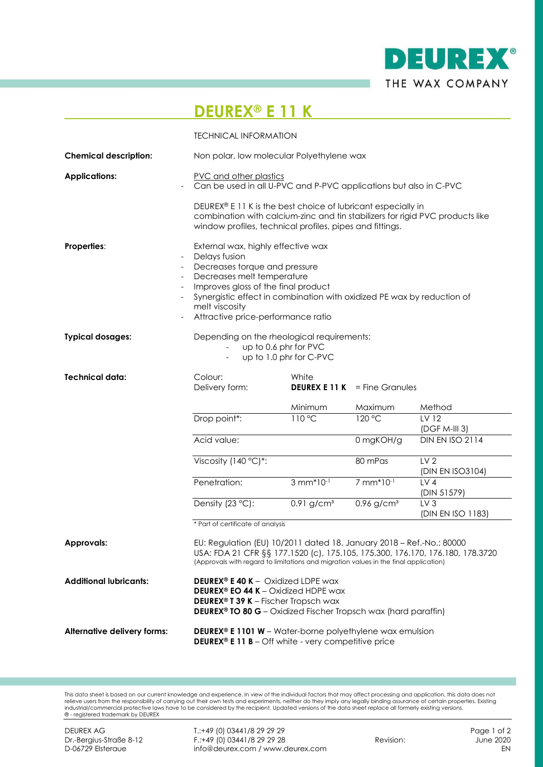# DEUREX® E 11 K

TECHNICAL INFORMATION

**Chemical description:** Non polar, low molecular Polyethylene wax

**Applications:**

PVC and other plastics

- Can be used in all U-PVC and P-PVC applications but also in C-PVC

DEUREX® E 11 K is the best choice of lubricant especially in combination with calcium-zinc and tin stabilizers for rigid PVC products like window profiles, technical profiles, pipes and fittings.

**Properties:**

External wax, highly effective wax

- Delays fusion
- Decreases torque and pressure
- Decreases melt temperature
- Improves gloss of the final product
- Synergistic effect in combination with oxidized PE wax by reduction of melt viscosity
- Attractive price-performance ratio

**Typical dosages:**

Depending on the rheological requirements:

- up to 0.6 phr for PVC
- up to 1.0 phr for C-PVC

**Technical data:**

Colour: White

Delivery form: **DEUREX E 11 K** = Fine Granules

| | Minimum | Maximum | Method |
|---|---|---|---|
| Drop point*: | 110 °C | 120 °C | LV 12 (DGF M-III 3) |
| Acid value: | | 0 mgKOH/g | DIN EN ISO 2114 |
| Viscosity (140 °C)*: | | 80 mPas | LV 2 (DIN EN ISO3104) |
| Penetration: | 3 mm*10$^{-1}$ | 7 mm*10$^{-1}$ | LV 4 (DIN 51579) |
| Density (23 °C): | 0.91 g/cm³ | 0.96 g/cm³ | LV 3 (DIN EN ISO 1183) |

\* Part of certificate of analysis

**Approvals:**

EU: Regulation (EU) 10/2011 dated 18. January 2018 – Ref.-No.: 80000
USA: FDA 21 CFR §§ 177.1520 (c), 175.105, 175.300, 176.170, 176.180, 178.3720
(Approvals with regard to limitations and migration values in the final application)

**Additional lubricants:**

**DEUREX® E 40 K** – Oxidized LDPE wax
**DEUREX® EO 44 K** – Oxidized HDPE wax
**DEUREX® T 39 K** – Fischer Tropsch wax
**DEUREX® TO 80 G** – Oxidized Fischer Tropsch wax (hard paraffin)

**Alternative delivery forms:**

**DEUREX® E 1101 W** – Water-borne polyethylene wax emulsion
**DEUREX® E 11 B** – Off white - very competitive price

This data sheet is based on our current knowledge and experience. In view of the individual factors that may affect processing and application, this data does not relieve users from the responsibility of carrying out their own tests and experiments, neither do they imply any legally binding assurance of certain properties. Existing industrial/commercial protective laws have to be considered by the recipient. Updated versions of the data sheet replace all formerly existing versions.
® - registered trademark by DEUREX

DEUREX AG
Dr.-Bergius-Straße 8-12
D-06729 Elsteraue

T.:+49 (0) 03441/8 29 29 29
F.:+49 (0) 03441/8 29 29 28
info@deurex.com / www.deurex.com

Revision: June 2020 EN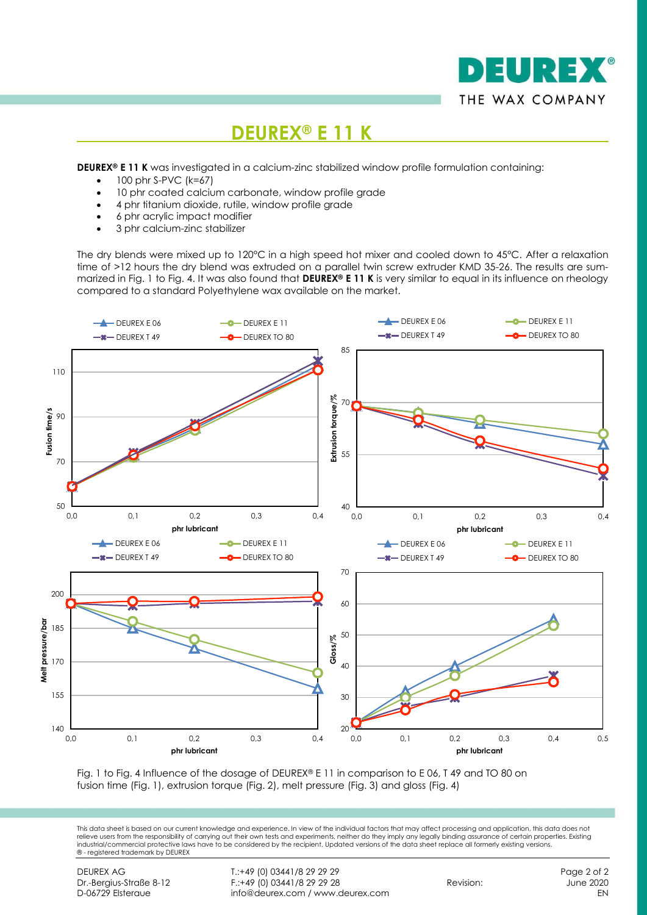# DEUREX® E 11 K

**DEUREX® E 11 K** was investigated in a calcium-zinc stabilized window profile formulation containing:

- 100 phr S-PVC (k=67)
- 10 phr coated calcium carbonate, window profile grade
- 4 phr titanium dioxide, rutile, window profile grade
- 6 phr acrylic impact modifier
- 3 phr calcium-zinc stabilizer

The dry blends were mixed up to 120°C in a high speed hot mixer and cooled down to 45°C. After a relaxation time of >12 hours the dry blend was extruded on a parallel twin screw extruder KMD 35-26. The results are summarized in Fig. 1 to Fig. 4. It was also found that **DEUREX® E 11 K** is very similar to equal in its influence on rheology compared to a standard Polyethylene wax available on the market.

DEUREX E 06
DEUREX E 11
DEUREX T 49
DEUREX TO 80

Fusion time/s
phr lubricant

Extrusion torque/%
phr lubricant

Melt pressure/bar
phr lubricant

Gloss/%
phr lubricant

Fig. 1 to Fig. 4 Influence of the dosage of DEUREX® E 11 in comparison to E 06, T 49 and TO 80 on fusion time (Fig. 1), extrusion torque (Fig. 2), melt pressure (Fig. 3) and gloss (Fig. 4)

This data sheet is based on our current knowledge and experience. In view of the individual factors that may affect processing and application, this data does not relieve users from the responsibility of carrying out their own tests and experiments, neither do they imply any legally binding assurance of certain properties. Existing industrial/commercial protective laws have to be considered by the recipient. Updated versions of the data sheet replace all formerly existing versions.
® - registered trademark by DEUREX

DEUREX AG
Dr.-Bergius-Straße 8-12
D-06729 Elsteraue

T.:+49 (0) 03441/8 29 29 29
F.:+49 (0) 03441/8 29 29 28
info@deurex.com / www.deurex.com

Revision:
June 2020
EN